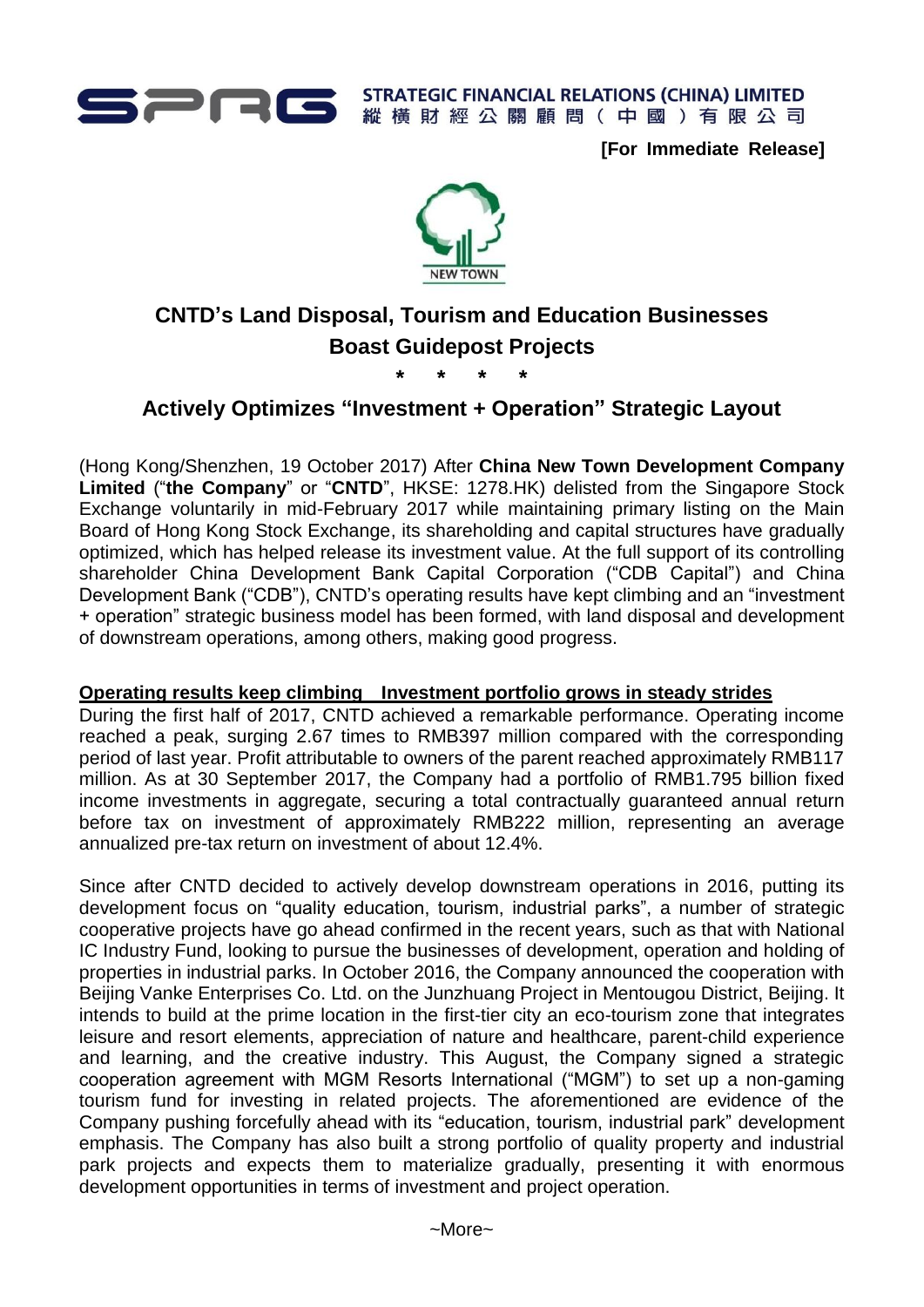**STRATEGIC FINANCIAL RELATIONS (CHINA) LIMITED**
**縱橫財經公關顧問（中國）有限公司**

**[For Immediate Release]**

NEW TOWN

# CNTD's Land Disposal, Tourism and Education Businesses Boast Guidepost Projects

\* \* \* \*

## Actively Optimizes "Investment + Operation" Strategic Layout

(Hong Kong/Shenzhen, 19 October 2017) After **China New Town Development Company Limited** ("**the Company**" or "**CNTD**", HKSE: 1278.HK) delisted from the Singapore Stock Exchange voluntarily in mid-February 2017 while maintaining primary listing on the Main Board of Hong Kong Stock Exchange, its shareholding and capital structures have gradually optimized, which has helped release its investment value. At the full support of its controlling shareholder China Development Bank Capital Corporation ("CDB Capital") and China Development Bank ("CDB"), CNTD's operating results have kept climbing and an "investment + operation" strategic business model has been formed, with land disposal and development of downstream operations, among others, making good progress.

**Operating results keep climbing   Investment portfolio grows in steady strides**

During the first half of 2017, CNTD achieved a remarkable performance. Operating income reached a peak, surging 2.67 times to RMB397 million compared with the corresponding period of last year. Profit attributable to owners of the parent reached approximately RMB117 million. As at 30 September 2017, the Company had a portfolio of RMB1.795 billion fixed income investments in aggregate, securing a total contractually guaranteed annual return before tax on investment of approximately RMB222 million, representing an average annualized pre-tax return on investment of about 12.4%.

Since after CNTD decided to actively develop downstream operations in 2016, putting its development focus on "quality education, tourism, industrial parks", a number of strategic cooperative projects have go ahead confirmed in the recent years, such as that with National IC Industry Fund, looking to pursue the businesses of development, operation and holding of properties in industrial parks. In October 2016, the Company announced the cooperation with Beijing Vanke Enterprises Co. Ltd. on the Junzhuang Project in Mentougou District, Beijing. It intends to build at the prime location in the first-tier city an eco-tourism zone that integrates leisure and resort elements, appreciation of nature and healthcare, parent-child experience and learning, and the creative industry. This August, the Company signed a strategic cooperation agreement with MGM Resorts International ("MGM") to set up a non-gaming tourism fund for investing in related projects. The aforementioned are evidence of the Company pushing forcefully ahead with its "education, tourism, industrial park" development emphasis. The Company has also built a strong portfolio of quality property and industrial park projects and expects them to materialize gradually, presenting it with enormous development opportunities in terms of investment and project operation.

~More~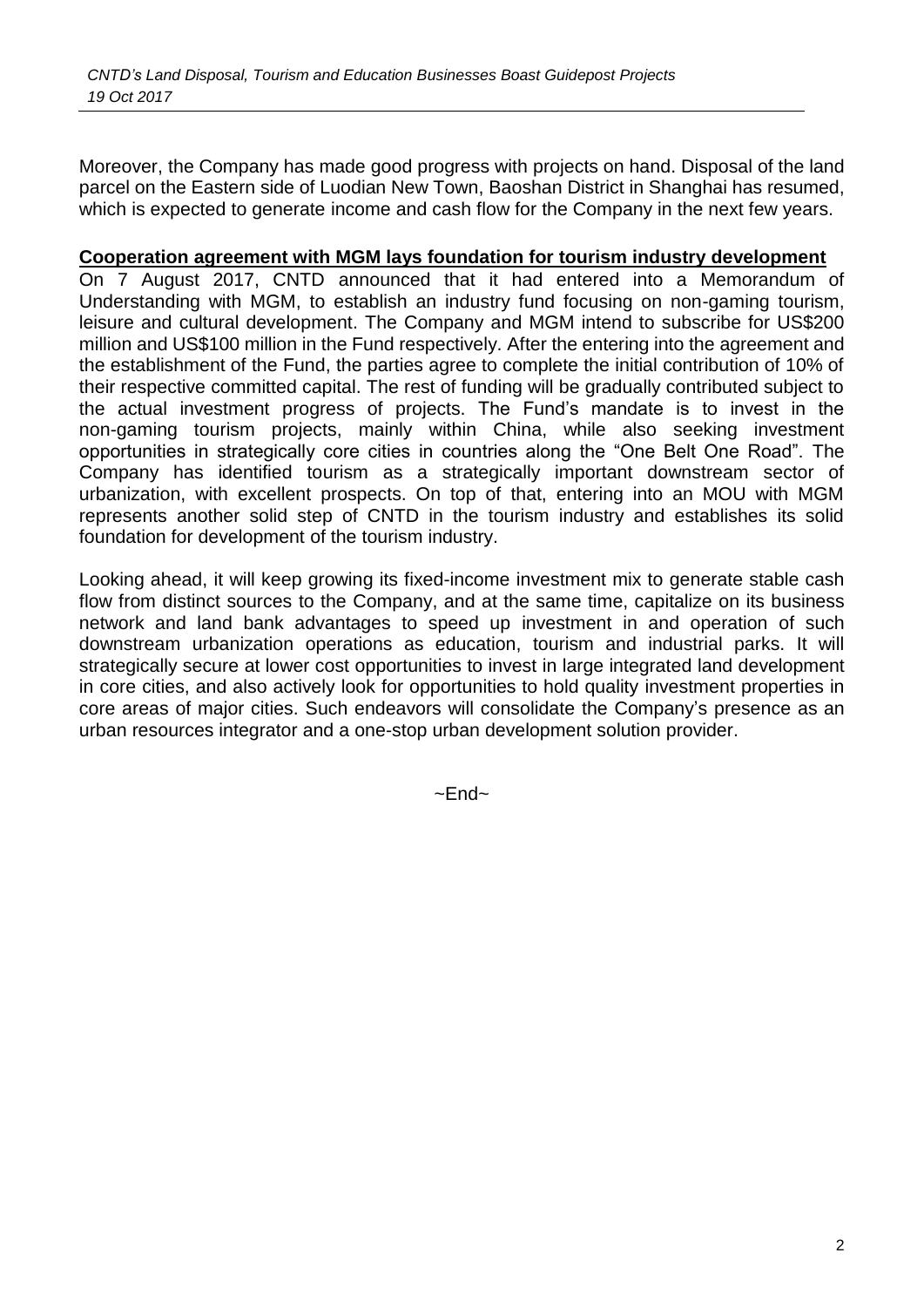Moreover, the Company has made good progress with projects on hand. Disposal of the land parcel on the Eastern side of Luodian New Town, Baoshan District in Shanghai has resumed, which is expected to generate income and cash flow for the Company in the next few years.

**Cooperation agreement with MGM lays foundation for tourism industry development**

On 7 August 2017, CNTD announced that it had entered into a Memorandum of Understanding with MGM, to establish an industry fund focusing on non-gaming tourism, leisure and cultural development. The Company and MGM intend to subscribe for US$200 million and US$100 million in the Fund respectively. After the entering into the agreement and the establishment of the Fund, the parties agree to complete the initial contribution of 10% of their respective committed capital. The rest of funding will be gradually contributed subject to the actual investment progress of projects. The Fund's mandate is to invest in the non-gaming tourism projects, mainly within China, while also seeking investment opportunities in strategically core cities in countries along the "One Belt One Road". The Company has identified tourism as a strategically important downstream sector of urbanization, with excellent prospects. On top of that, entering into an MOU with MGM represents another solid step of CNTD in the tourism industry and establishes its solid foundation for development of the tourism industry.

Looking ahead, it will keep growing its fixed-income investment mix to generate stable cash flow from distinct sources to the Company, and at the same time, capitalize on its business network and land bank advantages to speed up investment in and operation of such downstream urbanization operations as education, tourism and industrial parks. It will strategically secure at lower cost opportunities to invest in large integrated land development in core cities, and also actively look for opportunities to hold quality investment properties in core areas of major cities. Such endeavors will consolidate the Company's presence as an urban resources integrator and a one-stop urban development solution provider.

~End~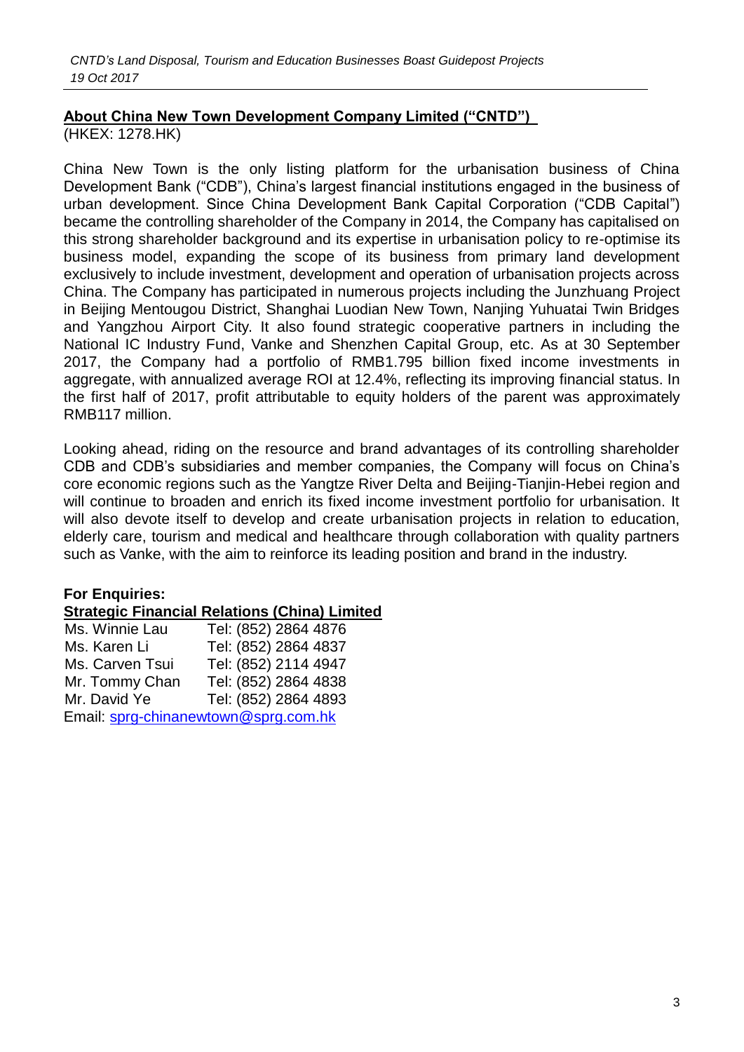## About China New Town Development Company Limited ("CNTD")

(HKEX: 1278.HK)

China New Town is the only listing platform for the urbanisation business of China Development Bank ("CDB"), China's largest financial institutions engaged in the business of urban development. Since China Development Bank Capital Corporation ("CDB Capital") became the controlling shareholder of the Company in 2014, the Company has capitalised on this strong shareholder background and its expertise in urbanisation policy to re-optimise its business model, expanding the scope of its business from primary land development exclusively to include investment, development and operation of urbanisation projects across China. The Company has participated in numerous projects including the Junzhuang Project in Beijing Mentougou District, Shanghai Luodian New Town, Nanjing Yuhuatai Twin Bridges and Yangzhou Airport City. It also found strategic cooperative partners in including the National IC Industry Fund, Vanke and Shenzhen Capital Group, etc. As at 30 September 2017, the Company had a portfolio of RMB1.795 billion fixed income investments in aggregate, with annualized average ROI at 12.4%, reflecting its improving financial status. In the first half of 2017, profit attributable to equity holders of the parent was approximately RMB117 million.

Looking ahead, riding on the resource and brand advantages of its controlling shareholder CDB and CDB's subsidiaries and member companies, the Company will focus on China's core economic regions such as the Yangtze River Delta and Beijing-Tianjin-Hebei region and will continue to broaden and enrich its fixed income investment portfolio for urbanisation. It will also devote itself to develop and create urbanisation projects in relation to education, elderly care, tourism and medical and healthcare through collaboration with quality partners such as Vanke, with the aim to reinforce its leading position and brand in the industry.

**For Enquiries:**

**Strategic Financial Relations (China) Limited**

| | |
|---|---|
| Ms. Winnie Lau | Tel: (852) 2864 4876 |
| Ms. Karen Li | Tel: (852) 2864 4837 |
| Ms. Carven Tsui | Tel: (852) 2114 4947 |
| Mr. Tommy Chan | Tel: (852) 2864 4838 |
| Mr. David Ye | Tel: (852) 2864 4893 |

Email: sprg-chinanewtown@sprg.com.hk